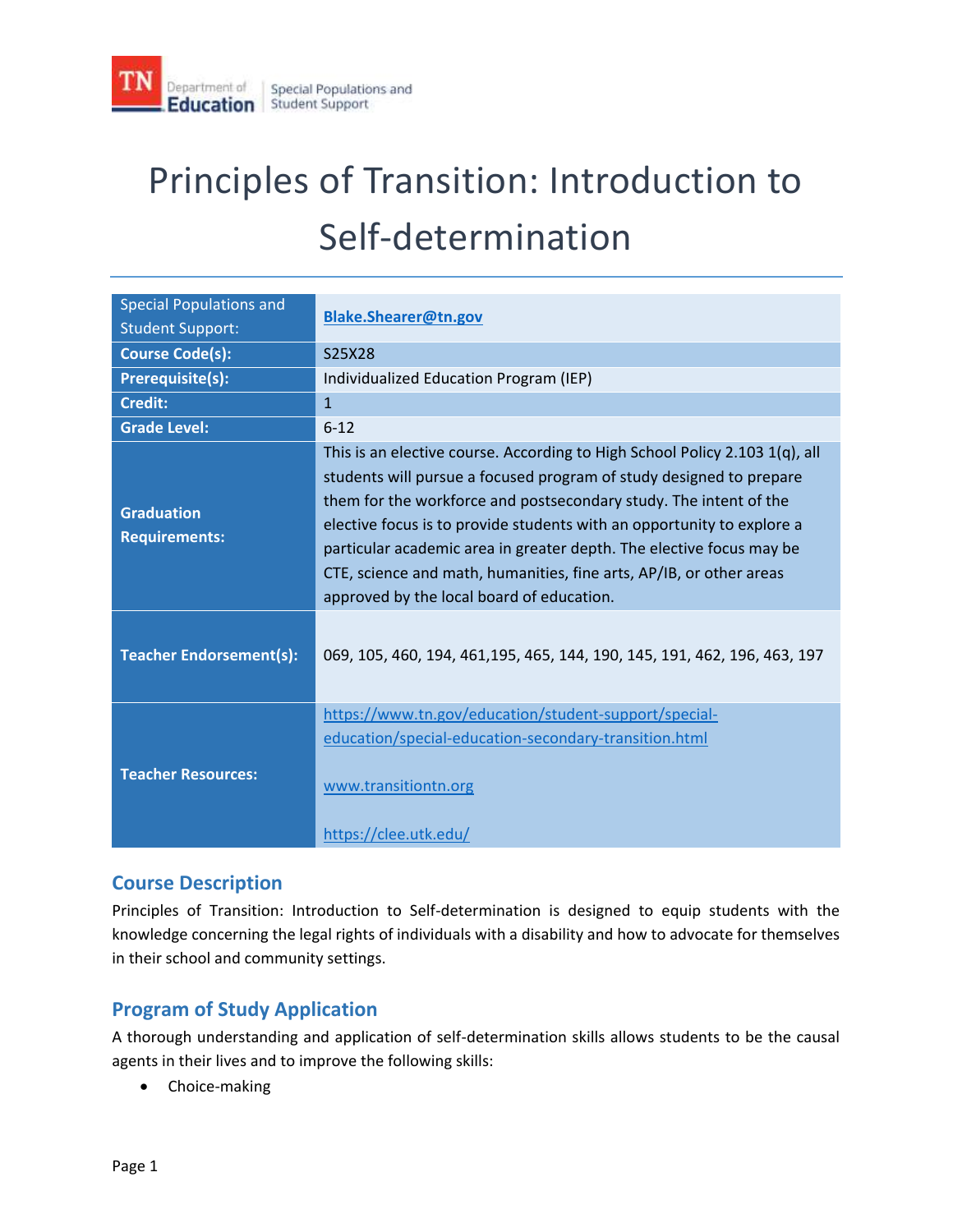# Principles of Transition: Introduction to Self-determination

| | |
|---|---|
| Special Populations and Student Support: | **Blake.Shearer@tn.gov** |
| **Course Code(s):** | S25X28 |
| **Prerequisite(s):** | Individualized Education Program (IEP) |
| **Credit:** | 1 |
| **Grade Level:** | 6-12 |
| **Graduation Requirements:** | This is an elective course. According to High School Policy 2.103 1(q), all students will pursue a focused program of study designed to prepare them for the workforce and postsecondary study. The intent of the elective focus is to provide students with an opportunity to explore a particular academic area in greater depth. The elective focus may be CTE, science and math, humanities, fine arts, AP/IB, or other areas approved by the local board of education. |
| **Teacher Endorsement(s):** | 069, 105, 460, 194, 461,195, 465, 144, 190, 145, 191, 462, 196, 463, 197 |
| **Teacher Resources:** | https://www.tn.gov/education/student-support/special-education/special-education-secondary-transition.html<br><br>www.transitiontn.org<br><br>https://clee.utk.edu/ |

## Course Description

Principles of Transition: Introduction to Self-determination is designed to equip students with the knowledge concerning the legal rights of individuals with a disability and how to advocate for themselves in their school and community settings.

## Program of Study Application

A thorough understanding and application of self-determination skills allows students to be the causal agents in their lives and to improve the following skills:

- Choice-making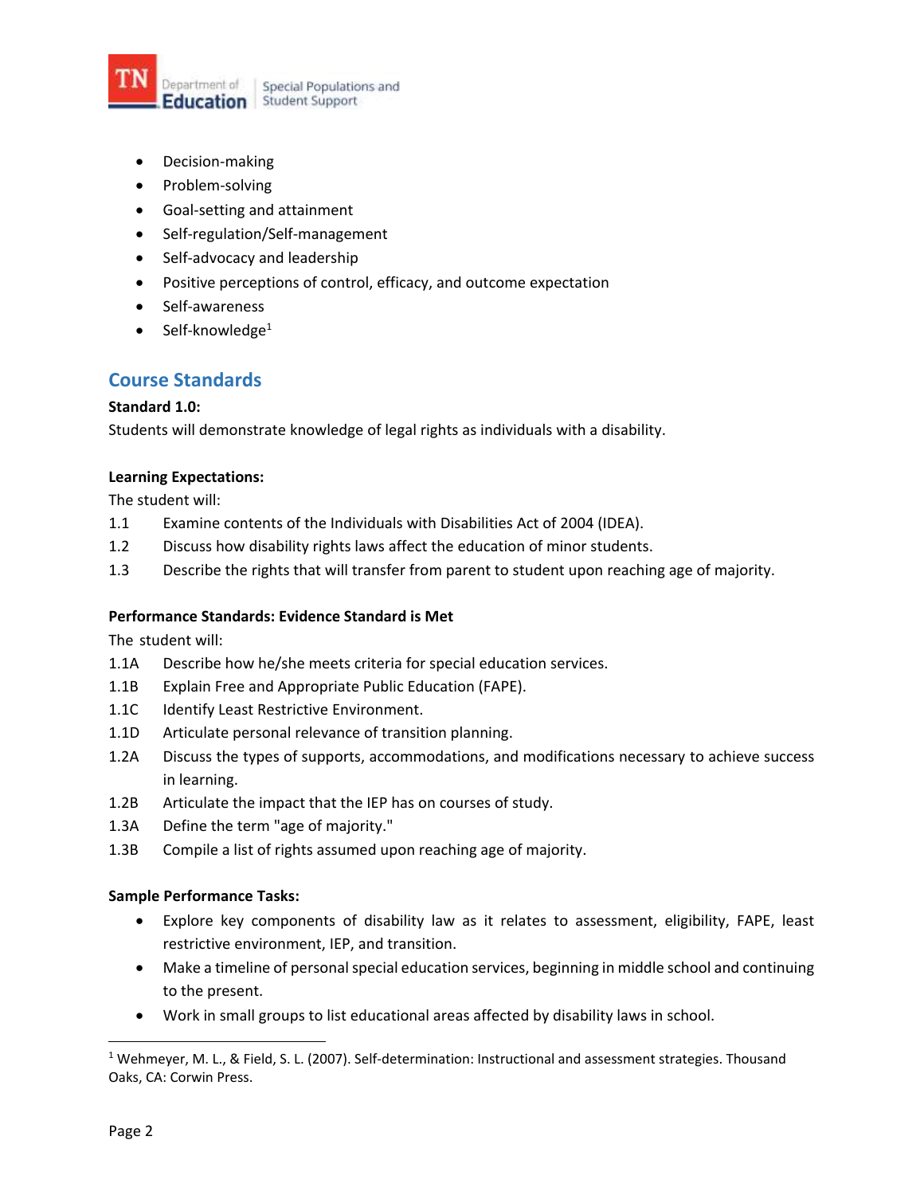- Decision-making
- Problem-solving
- Goal-setting and attainment
- Self-regulation/Self-management
- Self-advocacy and leadership
- Positive perceptions of control, efficacy, and outcome expectation
- Self-awareness
- Self-knowledge[1]

## Course Standards

**Standard 1.0:**

Students will demonstrate knowledge of legal rights as individuals with a disability.

**Learning Expectations:**

The student will:

1.1 Examine contents of the Individuals with Disabilities Act of 2004 (IDEA).

1.2 Discuss how disability rights laws affect the education of minor students.

1.3 Describe the rights that will transfer from parent to student upon reaching age of majority.

**Performance Standards: Evidence Standard is Met**

The student will:

1.1A Describe how he/she meets criteria for special education services.

1.1B Explain Free and Appropriate Public Education (FAPE).

1.1C Identify Least Restrictive Environment.

1.1D Articulate personal relevance of transition planning.

1.2A Discuss the types of supports, accommodations, and modifications necessary to achieve success in learning.

1.2B Articulate the impact that the IEP has on courses of study.

1.3A Define the term "age of majority."

1.3B Compile a list of rights assumed upon reaching age of majority.

**Sample Performance Tasks:**

- Explore key components of disability law as it relates to assessment, eligibility, FAPE, least restrictive environment, IEP, and transition.
- Make a timeline of personal special education services, beginning in middle school and continuing to the present.
- Work in small groups to list educational areas affected by disability laws in school.

[1] Wehmeyer, M. L., & Field, S. L. (2007). Self-determination: Instructional and assessment strategies. Thousand Oaks, CA: Corwin Press.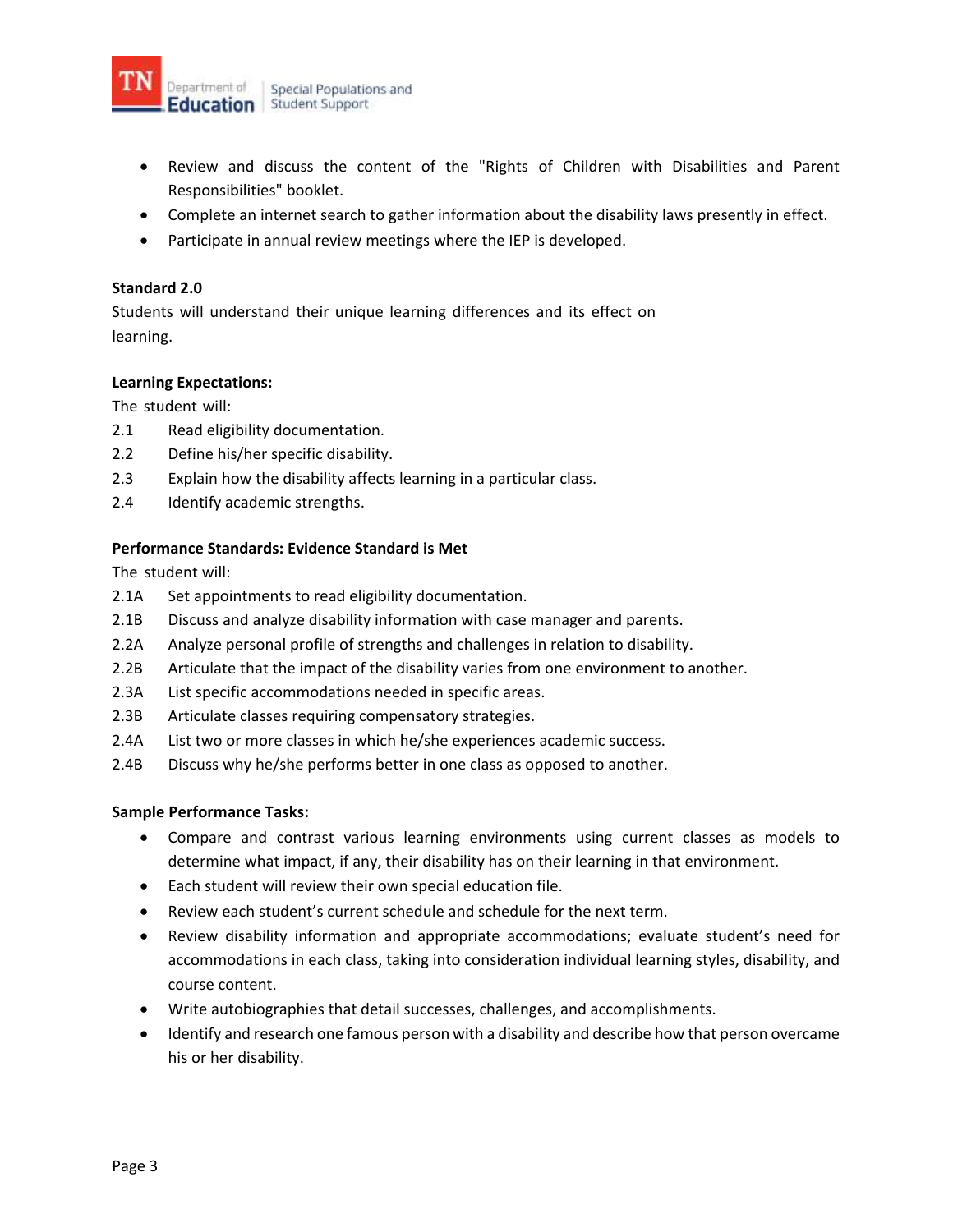- Review and discuss the content of the "Rights of Children with Disabilities and Parent Responsibilities" booklet.
- Complete an internet search to gather information about the disability laws presently in effect.
- Participate in annual review meetings where the IEP is developed.

**Standard 2.0**

Students will understand their unique learning differences and its effect on learning.

**Learning Expectations:**

The student will:

2.1 Read eligibility documentation.

2.2 Define his/her specific disability.

2.3 Explain how the disability affects learning in a particular class.

2.4 Identify academic strengths.

**Performance Standards: Evidence Standard is Met**

The student will:

2.1A Set appointments to read eligibility documentation.

2.1B Discuss and analyze disability information with case manager and parents.

2.2A Analyze personal profile of strengths and challenges in relation to disability.

2.2B Articulate that the impact of the disability varies from one environment to another.

2.3A List specific accommodations needed in specific areas.

2.3B Articulate classes requiring compensatory strategies.

2.4A List two or more classes in which he/she experiences academic success.

2.4B Discuss why he/she performs better in one class as opposed to another.

**Sample Performance Tasks:**

- Compare and contrast various learning environments using current classes as models to determine what impact, if any, their disability has on their learning in that environment.
- Each student will review their own special education file.
- Review each student's current schedule and schedule for the next term.
- Review disability information and appropriate accommodations; evaluate student's need for accommodations in each class, taking into consideration individual learning styles, disability, and course content.
- Write autobiographies that detail successes, challenges, and accomplishments.
- Identify and research one famous person with a disability and describe how that person overcame his or her disability.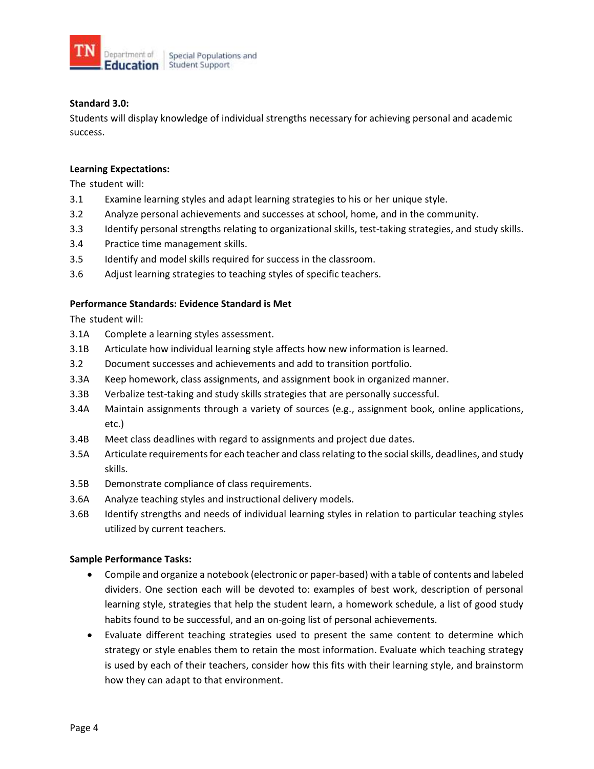**Standard 3.0:**

Students will display knowledge of individual strengths necessary for achieving personal and academic success.

**Learning Expectations:**

The student will:

3.1 Examine learning styles and adapt learning strategies to his or her unique style.

3.2 Analyze personal achievements and successes at school, home, and in the community.

3.3 Identify personal strengths relating to organizational skills, test-taking strategies, and study skills.

3.4 Practice time management skills.

3.5 Identify and model skills required for success in the classroom.

3.6 Adjust learning strategies to teaching styles of specific teachers.

**Performance Standards: Evidence Standard is Met**

The student will:

3.1A Complete a learning styles assessment.

3.1B Articulate how individual learning style affects how new information is learned.

3.2 Document successes and achievements and add to transition portfolio.

3.3A Keep homework, class assignments, and assignment book in organized manner.

3.3B Verbalize test-taking and study skills strategies that are personally successful.

3.4A Maintain assignments through a variety of sources (e.g., assignment book, online applications, etc.)

3.4B Meet class deadlines with regard to assignments and project due dates.

3.5A Articulate requirements for each teacher and class relating to the social skills, deadlines, and study skills.

3.5B Demonstrate compliance of class requirements.

3.6A Analyze teaching styles and instructional delivery models.

3.6B Identify strengths and needs of individual learning styles in relation to particular teaching styles utilized by current teachers.

**Sample Performance Tasks:**

- Compile and organize a notebook (electronic or paper-based) with a table of contents and labeled dividers. One section each will be devoted to: examples of best work, description of personal learning style, strategies that help the student learn, a homework schedule, a list of good study habits found to be successful, and an on-going list of personal achievements.
- Evaluate different teaching strategies used to present the same content to determine which strategy or style enables them to retain the most information. Evaluate which teaching strategy is used by each of their teachers, consider how this fits with their learning style, and brainstorm how they can adapt to that environment.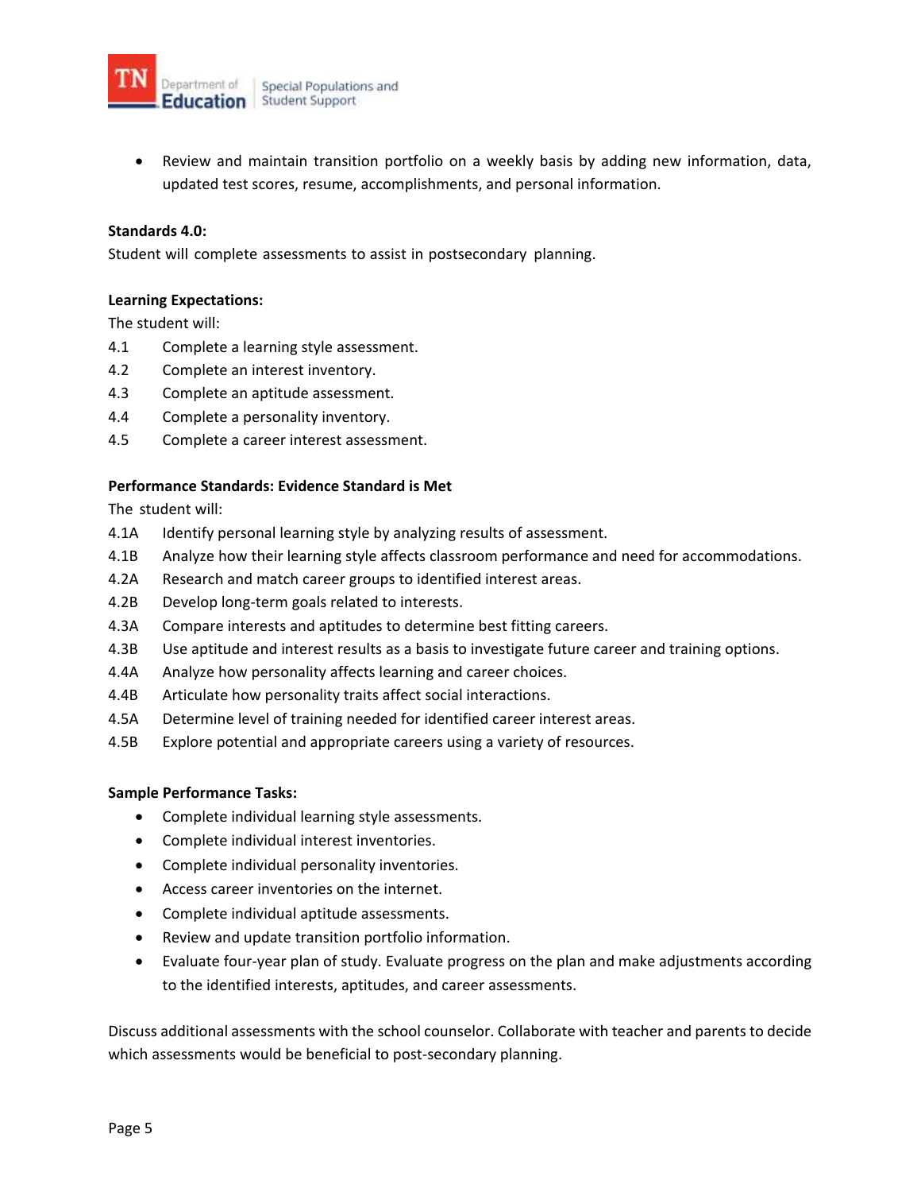- Review and maintain transition portfolio on a weekly basis by adding new information, data, updated test scores, resume, accomplishments, and personal information.

**Standards 4.0:**

Student will complete assessments to assist in postsecondary planning.

**Learning Expectations:**

The student will:

4.1 Complete a learning style assessment.

4.2 Complete an interest inventory.

4.3 Complete an aptitude assessment.

4.4 Complete a personality inventory.

4.5 Complete a career interest assessment.

**Performance Standards: Evidence Standard is Met**

The student will:

4.1A Identify personal learning style by analyzing results of assessment.

4.1B Analyze how their learning style affects classroom performance and need for accommodations.

4.2A Research and match career groups to identified interest areas.

4.2B Develop long-term goals related to interests.

4.3A Compare interests and aptitudes to determine best fitting careers.

4.3B Use aptitude and interest results as a basis to investigate future career and training options.

4.4A Analyze how personality affects learning and career choices.

4.4B Articulate how personality traits affect social interactions.

4.5A Determine level of training needed for identified career interest areas.

4.5B Explore potential and appropriate careers using a variety of resources.

**Sample Performance Tasks:**

- Complete individual learning style assessments.
- Complete individual interest inventories.
- Complete individual personality inventories.
- Access career inventories on the internet.
- Complete individual aptitude assessments.
- Review and update transition portfolio information.
- Evaluate four-year plan of study. Evaluate progress on the plan and make adjustments according to the identified interests, aptitudes, and career assessments.

Discuss additional assessments with the school counselor. Collaborate with teacher and parents to decide which assessments would be beneficial to post-secondary planning.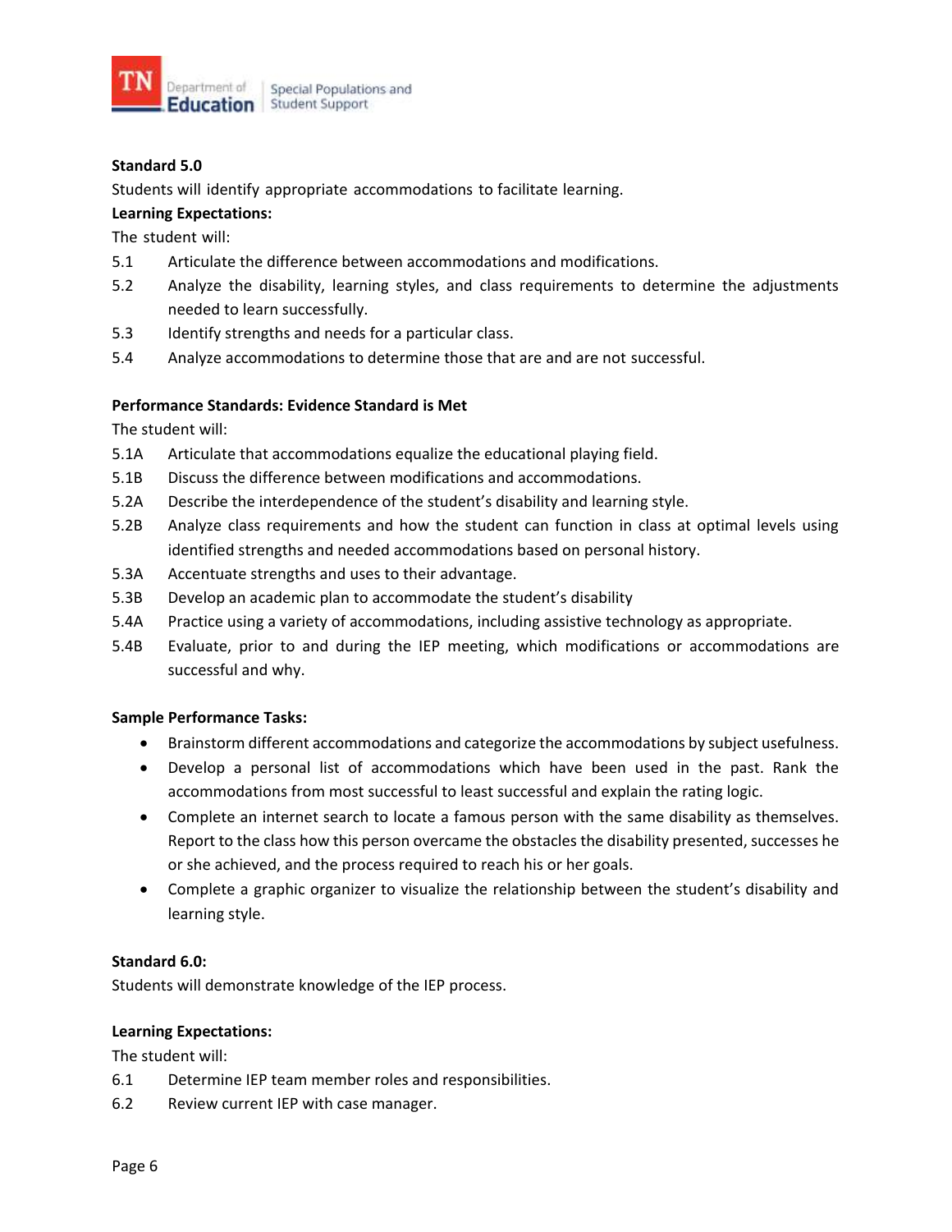**Standard 5.0**

Students will identify appropriate accommodations to facilitate learning.

**Learning Expectations:**

The student will:

5.1 Articulate the difference between accommodations and modifications.

5.2 Analyze the disability, learning styles, and class requirements to determine the adjustments needed to learn successfully.

5.3 Identify strengths and needs for a particular class.

5.4 Analyze accommodations to determine those that are and are not successful.

**Performance Standards: Evidence Standard is Met**

The student will:

5.1A Articulate that accommodations equalize the educational playing field.

5.1B Discuss the difference between modifications and accommodations.

5.2A Describe the interdependence of the student's disability and learning style.

5.2B Analyze class requirements and how the student can function in class at optimal levels using identified strengths and needed accommodations based on personal history.

5.3A Accentuate strengths and uses to their advantage.

5.3B Develop an academic plan to accommodate the student's disability

5.4A Practice using a variety of accommodations, including assistive technology as appropriate.

5.4B Evaluate, prior to and during the IEP meeting, which modifications or accommodations are successful and why.

**Sample Performance Tasks:**

- Brainstorm different accommodations and categorize the accommodations by subject usefulness.
- Develop a personal list of accommodations which have been used in the past. Rank the accommodations from most successful to least successful and explain the rating logic.
- Complete an internet search to locate a famous person with the same disability as themselves. Report to the class how this person overcame the obstacles the disability presented, successes he or she achieved, and the process required to reach his or her goals.
- Complete a graphic organizer to visualize the relationship between the student's disability and learning style.

**Standard 6.0:**

Students will demonstrate knowledge of the IEP process.

**Learning Expectations:**

The student will:

6.1 Determine IEP team member roles and responsibilities.

6.2 Review current IEP with case manager.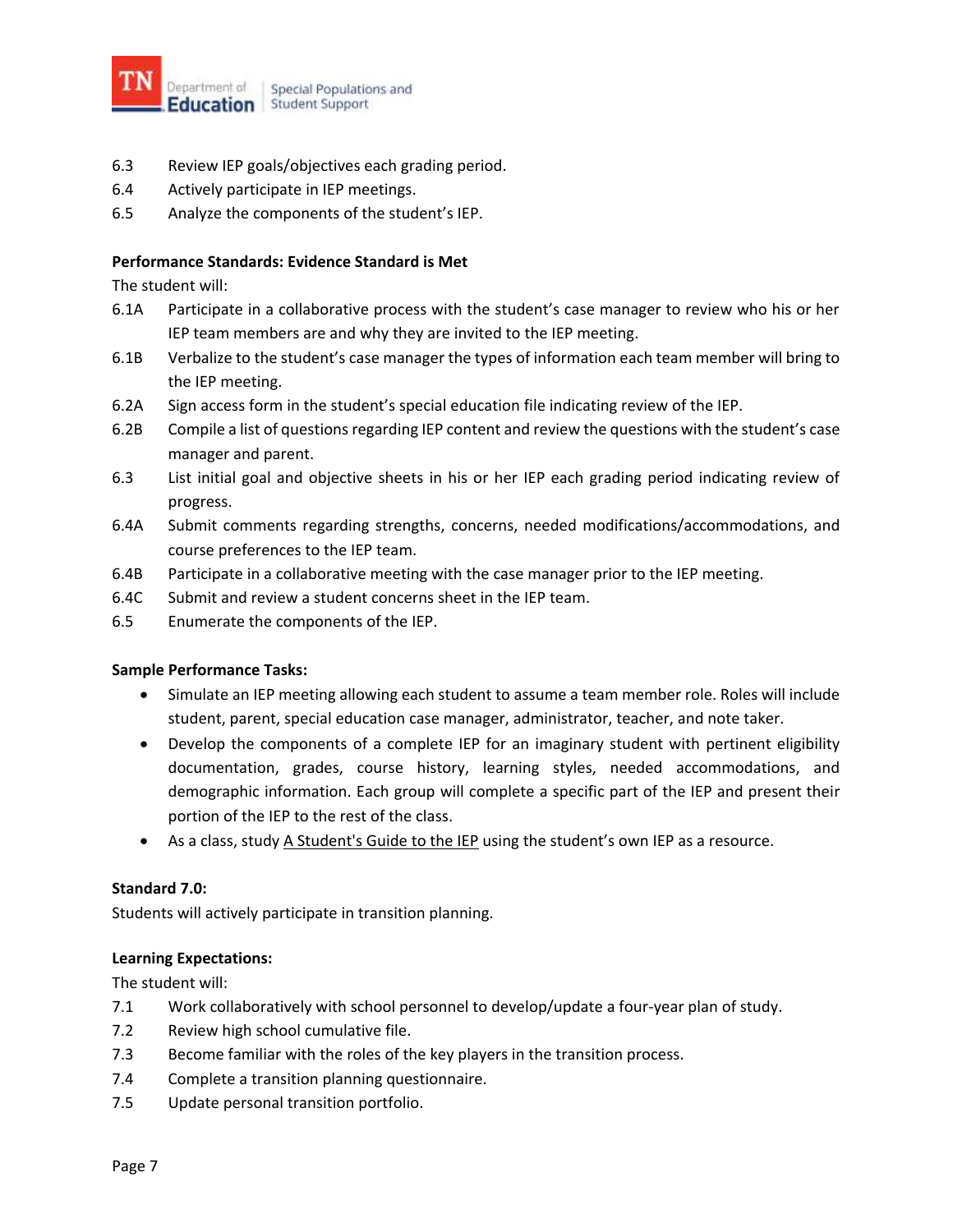6.3 Review IEP goals/objectives each grading period.
6.4 Actively participate in IEP meetings.
6.5 Analyze the components of the student's IEP.

**Performance Standards: Evidence Standard is Met**

The student will:

6.1A Participate in a collaborative process with the student's case manager to review who his or her IEP team members are and why they are invited to the IEP meeting.
6.1B Verbalize to the student's case manager the types of information each team member will bring to the IEP meeting.
6.2A Sign access form in the student's special education file indicating review of the IEP.
6.2B Compile a list of questions regarding IEP content and review the questions with the student's case manager and parent.
6.3 List initial goal and objective sheets in his or her IEP each grading period indicating review of progress.
6.4A Submit comments regarding strengths, concerns, needed modifications/accommodations, and course preferences to the IEP team.
6.4B Participate in a collaborative meeting with the case manager prior to the IEP meeting.
6.4C Submit and review a student concerns sheet in the IEP team.
6.5 Enumerate the components of the IEP.

**Sample Performance Tasks:**

- Simulate an IEP meeting allowing each student to assume a team member role. Roles will include student, parent, special education case manager, administrator, teacher, and note taker.
- Develop the components of a complete IEP for an imaginary student with pertinent eligibility documentation, grades, course history, learning styles, needed accommodations, and demographic information. Each group will complete a specific part of the IEP and present their portion of the IEP to the rest of the class.
- As a class, study A Student's Guide to the IEP using the student's own IEP as a resource.

**Standard 7.0:**

Students will actively participate in transition planning.

**Learning Expectations:**

The student will:

7.1 Work collaboratively with school personnel to develop/update a four-year plan of study.
7.2 Review high school cumulative file.
7.3 Become familiar with the roles of the key players in the transition process.
7.4 Complete a transition planning questionnaire.
7.5 Update personal transition portfolio.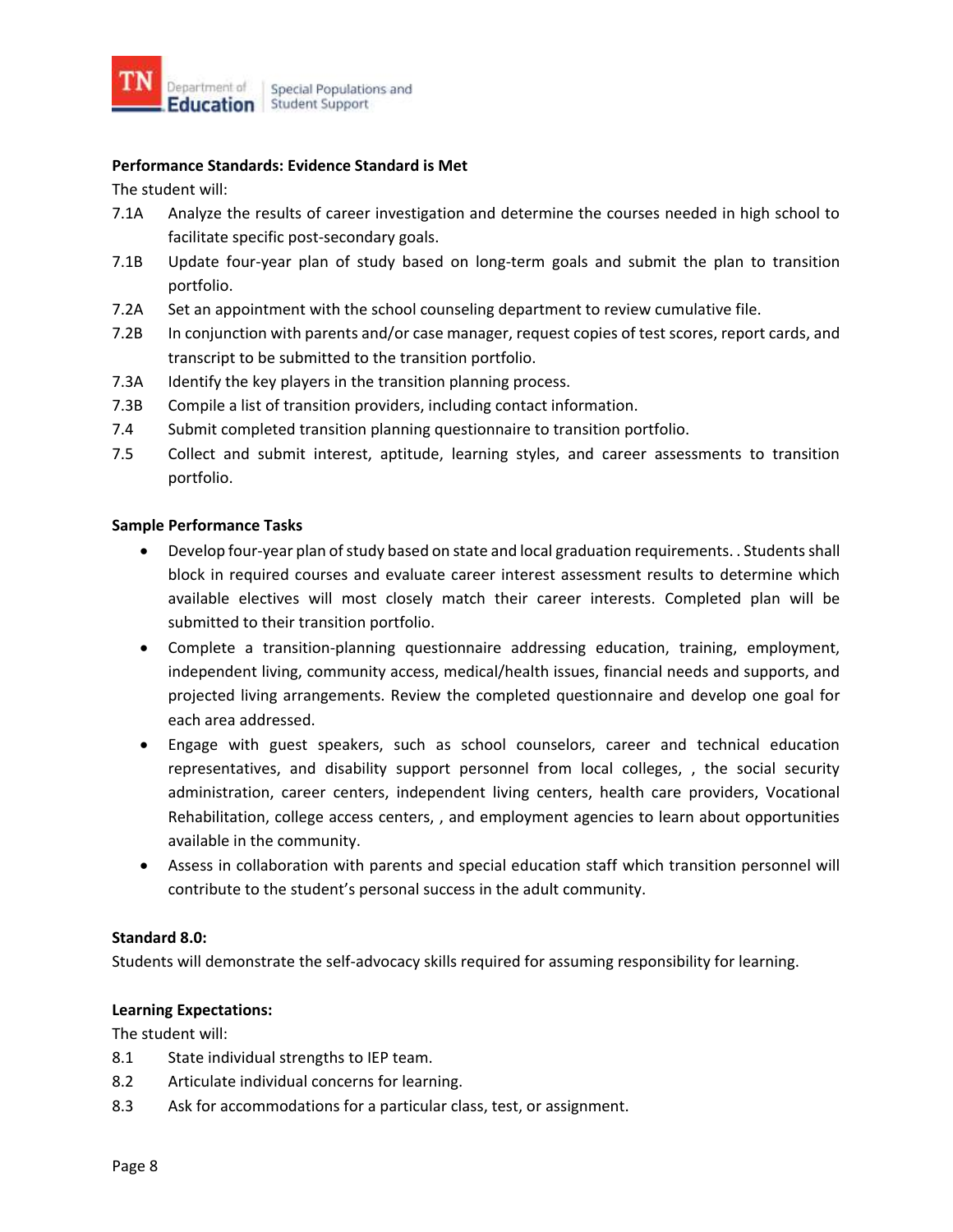**Performance Standards: Evidence Standard is Met**

The student will:

7.1A Analyze the results of career investigation and determine the courses needed in high school to facilitate specific post-secondary goals.

7.1B Update four-year plan of study based on long-term goals and submit the plan to transition portfolio.

7.2A Set an appointment with the school counseling department to review cumulative file.

7.2B In conjunction with parents and/or case manager, request copies of test scores, report cards, and transcript to be submitted to the transition portfolio.

7.3A Identify the key players in the transition planning process.

7.3B Compile a list of transition providers, including contact information.

7.4 Submit completed transition planning questionnaire to transition portfolio.

7.5 Collect and submit interest, aptitude, learning styles, and career assessments to transition portfolio.

**Sample Performance Tasks**

- Develop four-year plan of study based on state and local graduation requirements. . Students shall block in required courses and evaluate career interest assessment results to determine which available electives will most closely match their career interests. Completed plan will be submitted to their transition portfolio.
- Complete a transition-planning questionnaire addressing education, training, employment, independent living, community access, medical/health issues, financial needs and supports, and projected living arrangements. Review the completed questionnaire and develop one goal for each area addressed.
- Engage with guest speakers, such as school counselors, career and technical education representatives, and disability support personnel from local colleges, , the social security administration, career centers, independent living centers, health care providers, Vocational Rehabilitation, college access centers, , and employment agencies to learn about opportunities available in the community.
- Assess in collaboration with parents and special education staff which transition personnel will contribute to the student's personal success in the adult community.

**Standard 8.0:**

Students will demonstrate the self-advocacy skills required for assuming responsibility for learning.

**Learning Expectations:**

The student will:

8.1 State individual strengths to IEP team.

8.2 Articulate individual concerns for learning.

8.3 Ask for accommodations for a particular class, test, or assignment.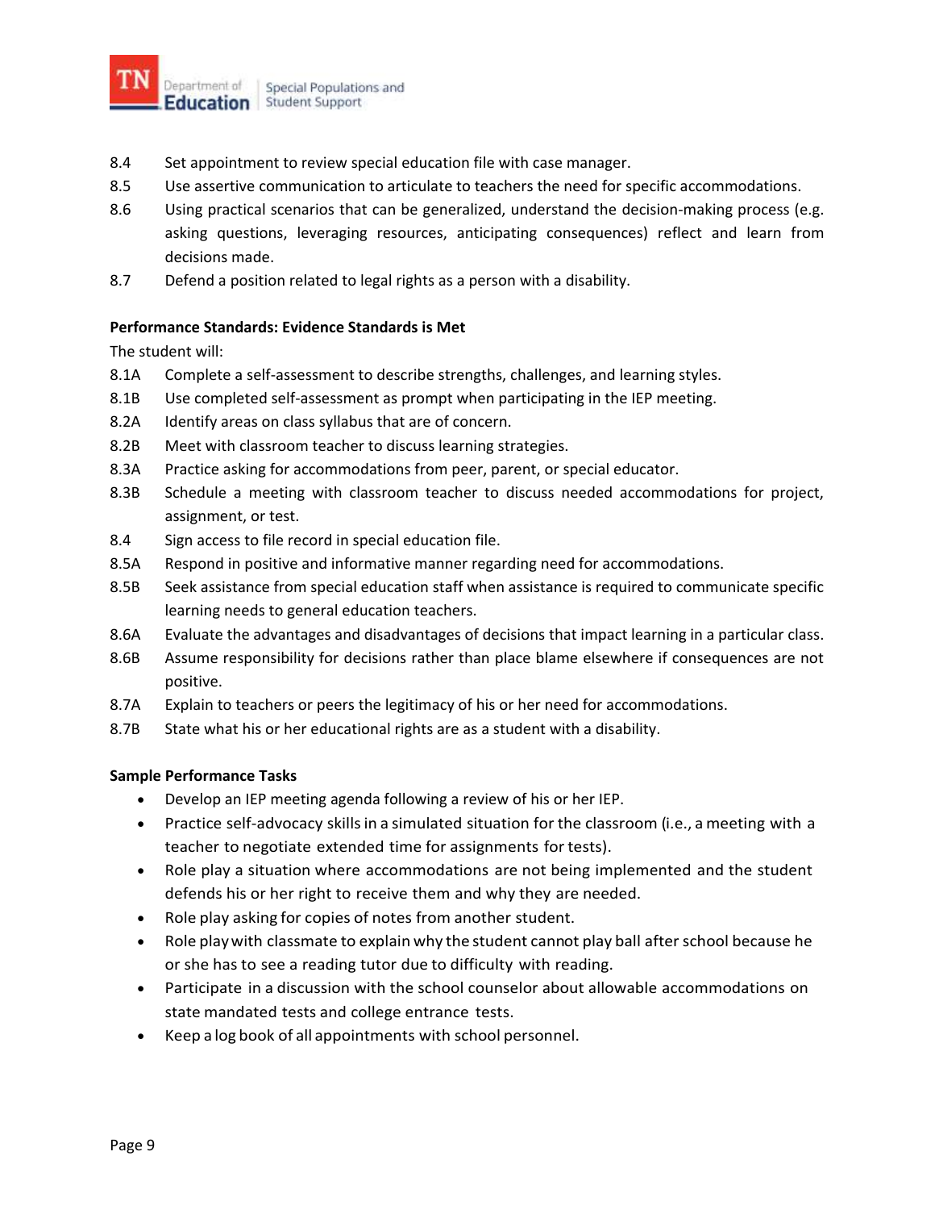8.4 Set appointment to review special education file with case manager.

8.5 Use assertive communication to articulate to teachers the need for specific accommodations.

8.6 Using practical scenarios that can be generalized, understand the decision-making process (e.g. asking questions, leveraging resources, anticipating consequences) reflect and learn from decisions made.

8.7 Defend a position related to legal rights as a person with a disability.

**Performance Standards: Evidence Standards is Met**

The student will:

8.1A Complete a self-assessment to describe strengths, challenges, and learning styles.

8.1B Use completed self-assessment as prompt when participating in the IEP meeting.

8.2A Identify areas on class syllabus that are of concern.

8.2B Meet with classroom teacher to discuss learning strategies.

8.3A Practice asking for accommodations from peer, parent, or special educator.

8.3B Schedule a meeting with classroom teacher to discuss needed accommodations for project, assignment, or test.

8.4 Sign access to file record in special education file.

8.5A Respond in positive and informative manner regarding need for accommodations.

8.5B Seek assistance from special education staff when assistance is required to communicate specific learning needs to general education teachers.

8.6A Evaluate the advantages and disadvantages of decisions that impact learning in a particular class.

8.6B Assume responsibility for decisions rather than place blame elsewhere if consequences are not positive.

8.7A Explain to teachers or peers the legitimacy of his or her need for accommodations.

8.7B State what his or her educational rights are as a student with a disability.

**Sample Performance Tasks**

- Develop an IEP meeting agenda following a review of his or her IEP.
- Practice self-advocacy skills in a simulated situation for the classroom (i.e., a meeting with a teacher to negotiate extended time for assignments for tests).
- Role play a situation where accommodations are not being implemented and the student defends his or her right to receive them and why they are needed.
- Role play asking for copies of notes from another student.
- Role play with classmate to explain why the student cannot play ball after school because he or she has to see a reading tutor due to difficulty with reading.
- Participate in a discussion with the school counselor about allowable accommodations on state mandated tests and college entrance tests.
- Keep a log book of all appointments with school personnel.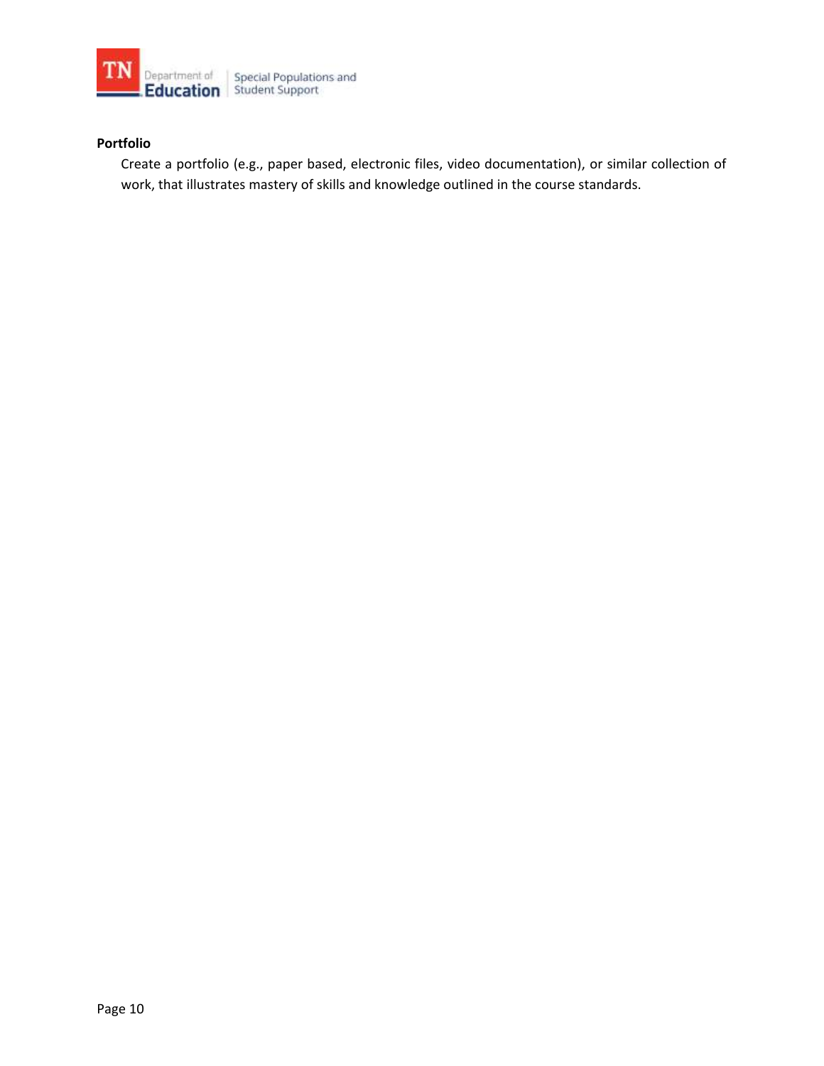**Portfolio**

Create a portfolio (e.g., paper based, electronic files, video documentation), or similar collection of work, that illustrates mastery of skills and knowledge outlined in the course standards.